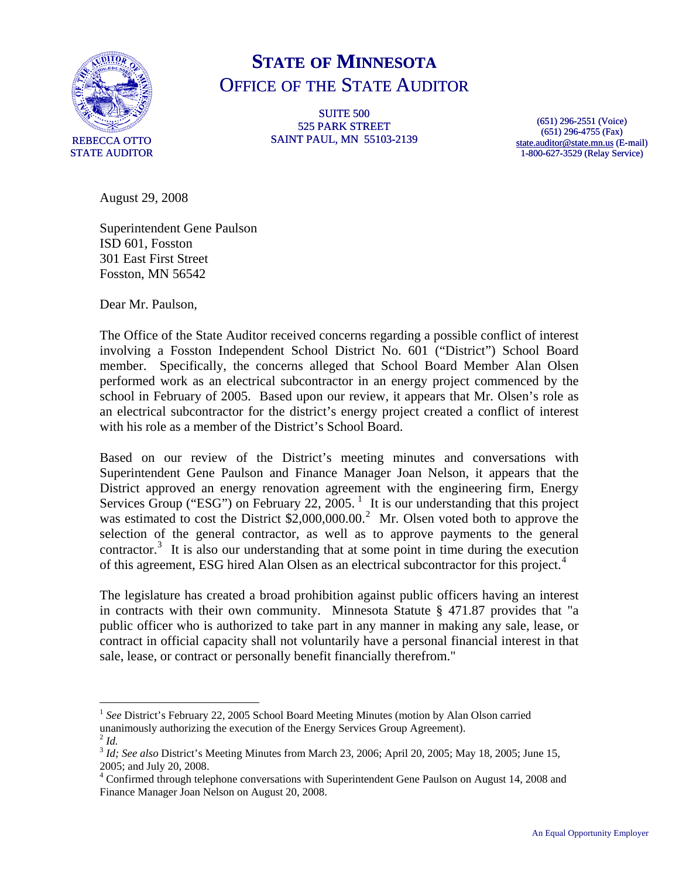# STATE OF MINNESOTA
## OFFICE OF THE STATE AUDITOR

REBECCA OTTO
STATE AUDITOR

SUITE 500
525 PARK STREET
SAINT PAUL, MN 55103-2139

(651) 296-2551 (Voice)
(651) 296-4755 (Fax)
state.auditor@state.mn.us (E-mail)
1-800-627-3529 (Relay Service)

August 29, 2008

Superintendent Gene Paulson
ISD 601, Fosston
301 East First Street
Fosston, MN 56542

Dear Mr. Paulson,

The Office of the State Auditor received concerns regarding a possible conflict of interest involving a Fosston Independent School District No. 601 ("District") School Board member. Specifically, the concerns alleged that School Board Member Alan Olsen performed work as an electrical subcontractor in an energy project commenced by the school in February of 2005. Based upon our review, it appears that Mr. Olsen's role as an electrical subcontractor for the district's energy project created a conflict of interest with his role as a member of the District's School Board.

Based on our review of the District's meeting minutes and conversations with Superintendent Gene Paulson and Finance Manager Joan Nelson, it appears that the District approved an energy renovation agreement with the engineering firm, Energy Services Group ("ESG") on February 22, 2005. [1] It is our understanding that this project was estimated to cost the District $2,000,000.00.[2] Mr. Olsen voted both to approve the selection of the general contractor, as well as to approve payments to the general contractor.[3] It is also our understanding that at some point in time during the execution of this agreement, ESG hired Alan Olsen as an electrical subcontractor for this project.[4]

The legislature has created a broad prohibition against public officers having an interest in contracts with their own community. Minnesota Statute § 471.87 provides that "a public officer who is authorized to take part in any manner in making any sale, lease, or contract in official capacity shall not voluntarily have a personal financial interest in that sale, lease, or contract or personally benefit financially therefrom."

---

[1] *See* District's February 22, 2005 School Board Meeting Minutes (motion by Alan Olson carried unanimously authorizing the execution of the Energy Services Group Agreement).

[2] *Id.*

[3] *Id; See also* District's Meeting Minutes from March 23, 2006; April 20, 2005; May 18, 2005; June 15, 2005; and July 20, 2008.

[4] Confirmed through telephone conversations with Superintendent Gene Paulson on August 14, 2008 and Finance Manager Joan Nelson on August 20, 2008.

An Equal Opportunity Employer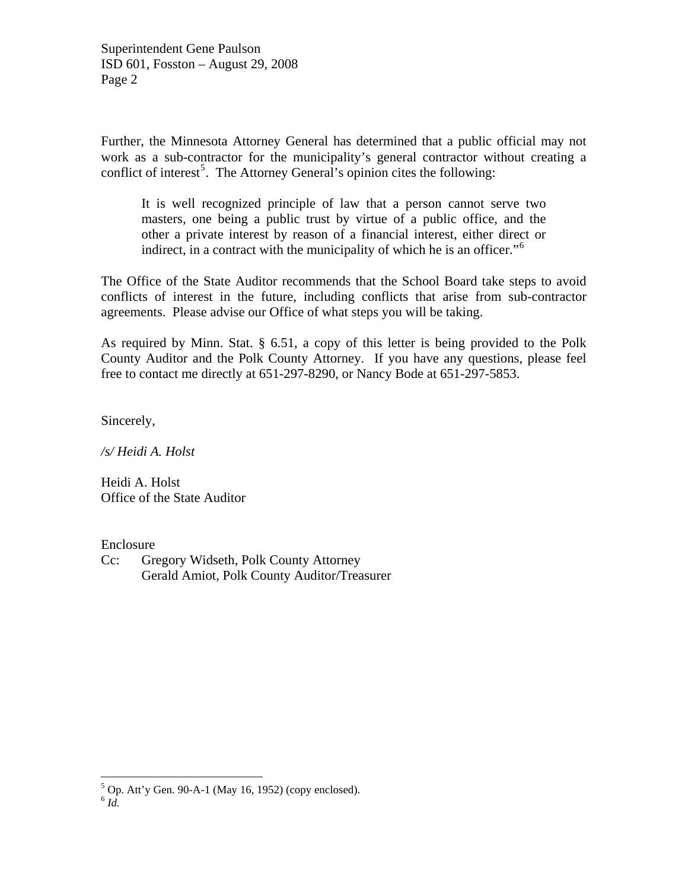Further, the Minnesota Attorney General has determined that a public official may not work as a sub-contractor for the municipality's general contractor without creating a conflict of interest[5]. The Attorney General's opinion cites the following:

> It is well recognized principle of law that a person cannot serve two masters, one being a public trust by virtue of a public office, and the other a private interest by reason of a financial interest, either direct or indirect, in a contract with the municipality of which he is an officer."[6]

The Office of the State Auditor recommends that the School Board take steps to avoid conflicts of interest in the future, including conflicts that arise from sub-contractor agreements. Please advise our Office of what steps you will be taking.

As required by Minn. Stat. § 6.51, a copy of this letter is being provided to the Polk County Auditor and the Polk County Attorney. If you have any questions, please feel free to contact me directly at 651-297-8290, or Nancy Bode at 651-297-5853.

Sincerely,

*/s/ Heidi A. Holst*

Heidi A. Holst
Office of the State Auditor

Enclosure
Cc: Gregory Widseth, Polk County Attorney
Gerald Amiot, Polk County Auditor/Treasurer

---

[5] Op. Att'y Gen. 90-A-1 (May 16, 1952) (copy enclosed).
[6] *Id.*